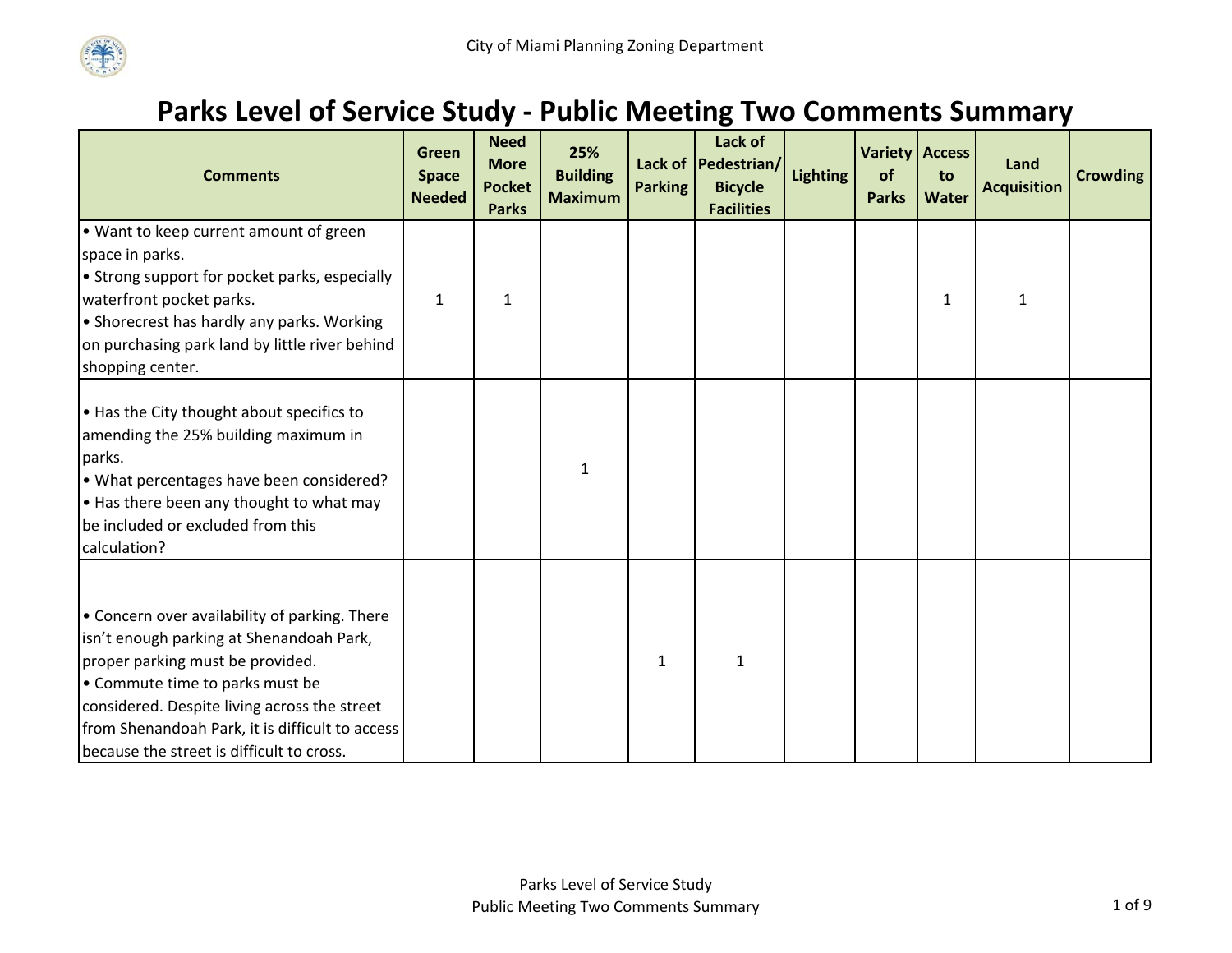# Parks Level of Service Study - Public Meeting Two Comments Summary

| Comments | Green Space Needed | Need More Pocket Parks | 25% Building Maximum | Lack of Parking | Lack of Pedestrian/ Bicycle Facilities | Lighting | Variety of Parks | Access to Water | Land Acquisition | Crowding |
|---|---|---|---|---|---|---|---|---|---|---|
| • Want to keep current amount of green space in parks.<br>• Strong support for pocket parks, especially waterfront pocket parks.<br>• Shorecrest has hardly any parks. Working on purchasing park land by little river behind shopping center. | 1 | 1 | | | | | | 1 | 1 | |
| • Has the City thought about specifics to amending the 25% building maximum in parks.<br>• What percentages have been considered?<br>• Has there been any thought to what may be included or excluded from this calculation? | | | 1 | | | | | | | |
| • Concern over availability of parking. There isn't enough parking at Shenandoah Park, proper parking must be provided.<br>• Commute time to parks must be considered. Despite living across the street from Shenandoah Park, it is difficult to access because the street is difficult to cross. | | | | 1 | 1 | | | | | |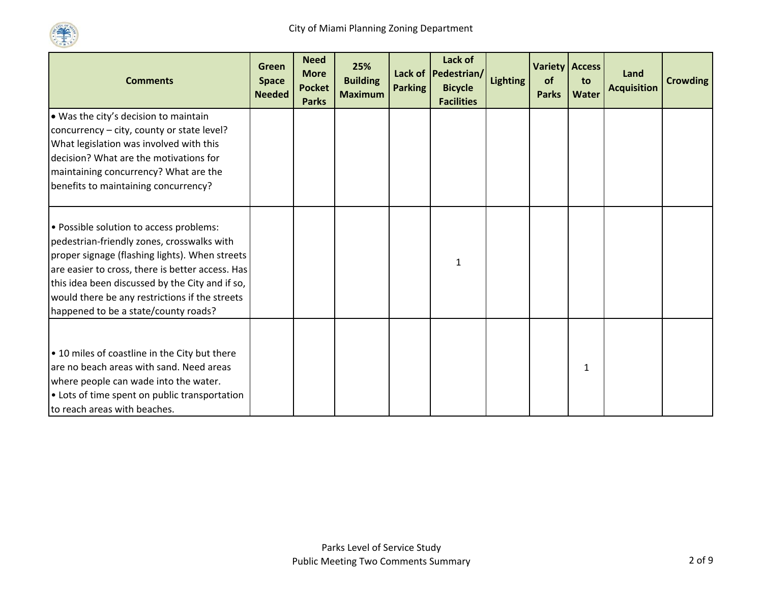| Comments | Green Space Needed | Need More Pocket Parks | 25% Building Maximum | Lack of Parking | Lack of Pedestrian/ Bicycle Facilities | Lighting | Variety of Parks | Access to Water | Land Acquisition | Crowding |
|---|---|---|---|---|---|---|---|---|---|---|
| • Was the city's decision to maintain concurrency – city, county or state level? What legislation was involved with this decision? What are the motivations for maintaining concurrency? What are the benefits to maintaining concurrency? | | | | | | | | | | |
| • Possible solution to access problems: pedestrian-friendly zones, crosswalks with proper signage (flashing lights). When streets are easier to cross, there is better access. Has this idea been discussed by the City and if so, would there be any restrictions if the streets happened to be a state/county roads? | | | | | 1 | | | | | |
| • 10 miles of coastline in the City but there are no beach areas with sand. Need areas where people can wade into the water. • Lots of time spent on public transportation to reach areas with beaches. | | | | | | | | 1 | | |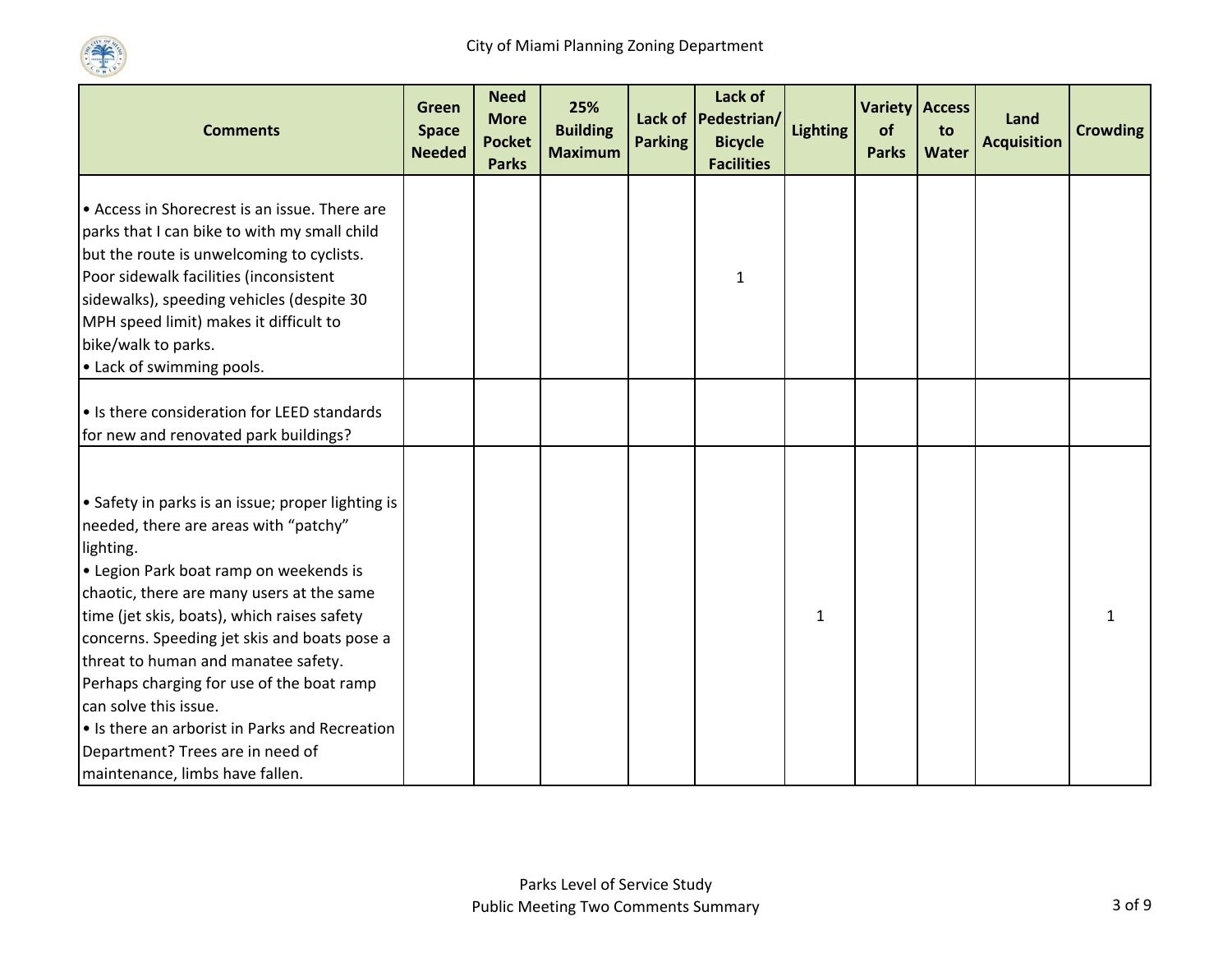| Comments | Green Space Needed | Need More Pocket Parks | 25% Building Maximum | Lack of Parking | Lack of Pedestrian/ Bicycle Facilities | Lighting | Variety of Parks | Access to Water | Land Acquisition | Crowding |
|---|---|---|---|---|---|---|---|---|---|---|
| • Access in Shorecrest is an issue. There are parks that I can bike to with my small child but the route is unwelcoming to cyclists. Poor sidewalk facilities (inconsistent sidewalks), speeding vehicles (despite 30 MPH speed limit) makes it difficult to bike/walk to parks.<br>• Lack of swimming pools. | | | | | 1 | | | | | |
| • Is there consideration for LEED standards for new and renovated park buildings? | | | | | | | | | | |
| • Safety in parks is an issue; proper lighting is needed, there are areas with "patchy" lighting.<br>• Legion Park boat ramp on weekends is chaotic, there are many users at the same time (jet skis, boats), which raises safety concerns. Speeding jet skis and boats pose a threat to human and manatee safety. Perhaps charging for use of the boat ramp can solve this issue.<br>• Is there an arborist in Parks and Recreation Department? Trees are in need of maintenance, limbs have fallen. | | | | | | 1 | | | | 1 |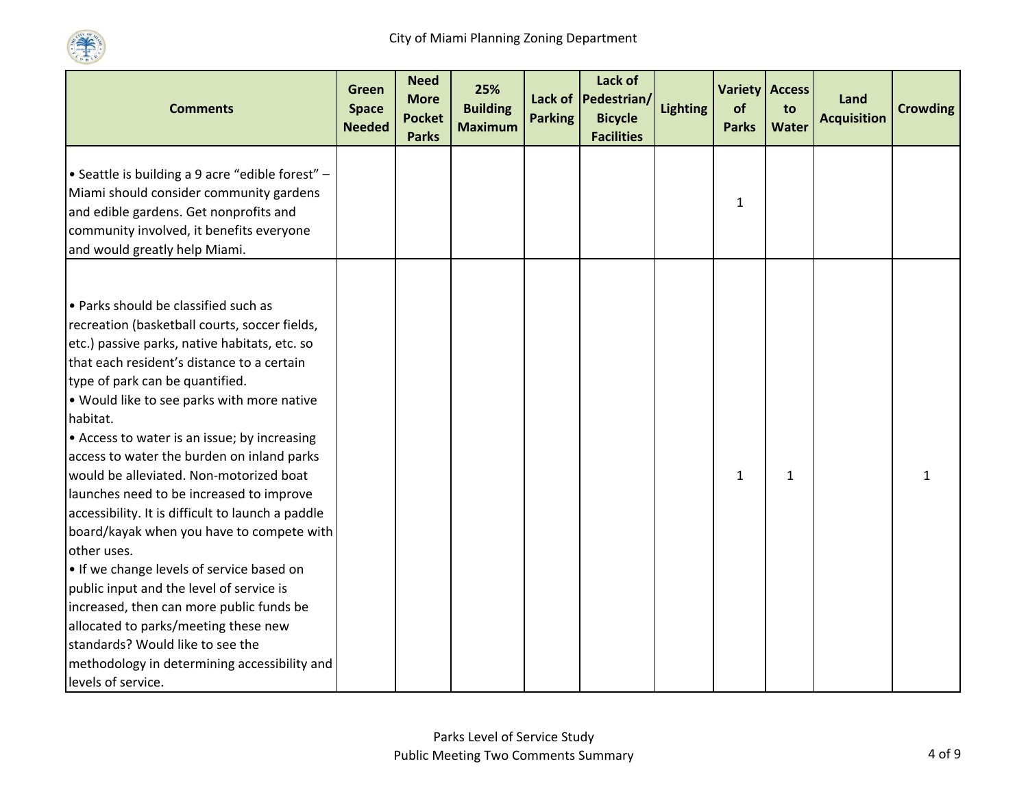| Comments | Green Space Needed | Need More Pocket Parks | 25% Building Maximum | Lack of Parking | Lack of Pedestrian/ Bicycle Facilities | Lighting | Variety of Parks | Access to Water | Land Acquisition | Crowding |
|---|---|---|---|---|---|---|---|---|---|---|
| • Seattle is building a 9 acre "edible forest" – Miami should consider community gardens and edible gardens. Get nonprofits and community involved, it benefits everyone and would greatly help Miami. | | | | | | | 1 | | | |
| • Parks should be classified such as recreation (basketball courts, soccer fields, etc.) passive parks, native habitats, etc. so that each resident's distance to a certain type of park can be quantified.<br>• Would like to see parks with more native habitat.<br>• Access to water is an issue; by increasing access to water the burden on inland parks would be alleviated. Non-motorized boat launches need to be increased to improve accessibility. It is difficult to launch a paddle board/kayak when you have to compete with other uses.<br>• If we change levels of service based on public input and the level of service is increased, then can more public funds be allocated to parks/meeting these new standards? Would like to see the methodology in determining accessibility and levels of service. | | | | | | | 1 | 1 | | 1 |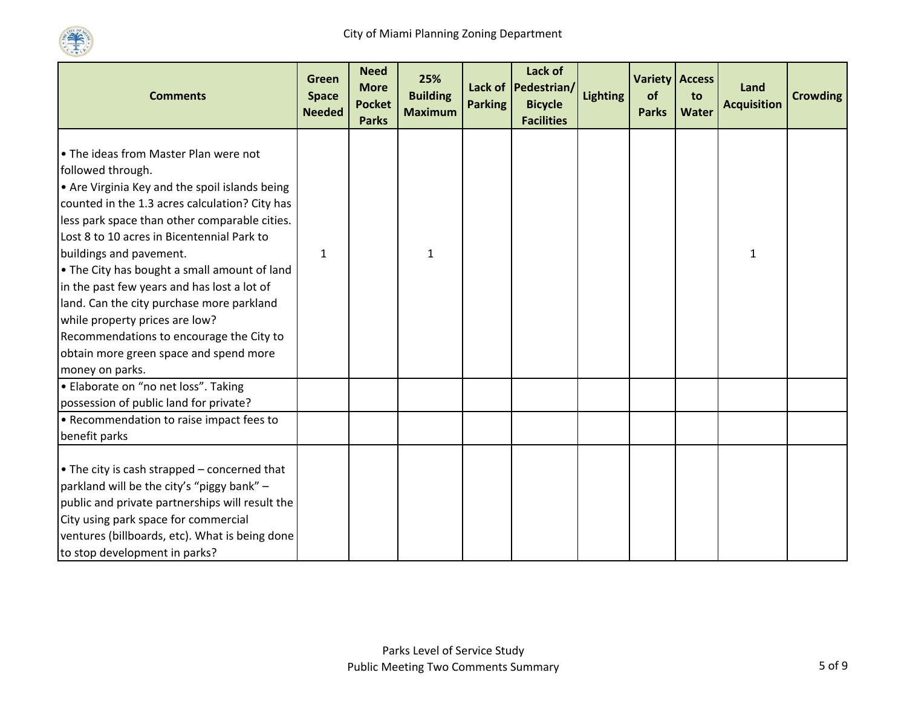| Comments | Green Space Needed | Need More Pocket Parks | 25% Building Maximum | Lack of Parking | Lack of Pedestrian/ Bicycle Facilities | Lighting | Variety of Parks | Access to Water | Land Acquisition | Crowding |
|---|---|---|---|---|---|---|---|---|---|---|
| • The ideas from Master Plan were not followed through.<br>• Are Virginia Key and the spoil islands being counted in the 1.3 acres calculation? City has less park space than other comparable cities. Lost 8 to 10 acres in Bicentennial Park to buildings and pavement.<br>• The City has bought a small amount of land in the past few years and has lost a lot of land. Can the city purchase more parkland while property prices are low? Recommendations to encourage the City to obtain more green space and spend more money on parks. | 1 | | 1 | | | | | | 1 | |
| • Elaborate on "no net loss". Taking possession of public land for private? | | | | | | | | | | |
| • Recommendation to raise impact fees to benefit parks | | | | | | | | | | |
| • The city is cash strapped – concerned that parkland will be the city's "piggy bank" – public and private partnerships will result the City using park space for commercial ventures (billboards, etc). What is being done to stop development in parks? | | | | | | | | | | |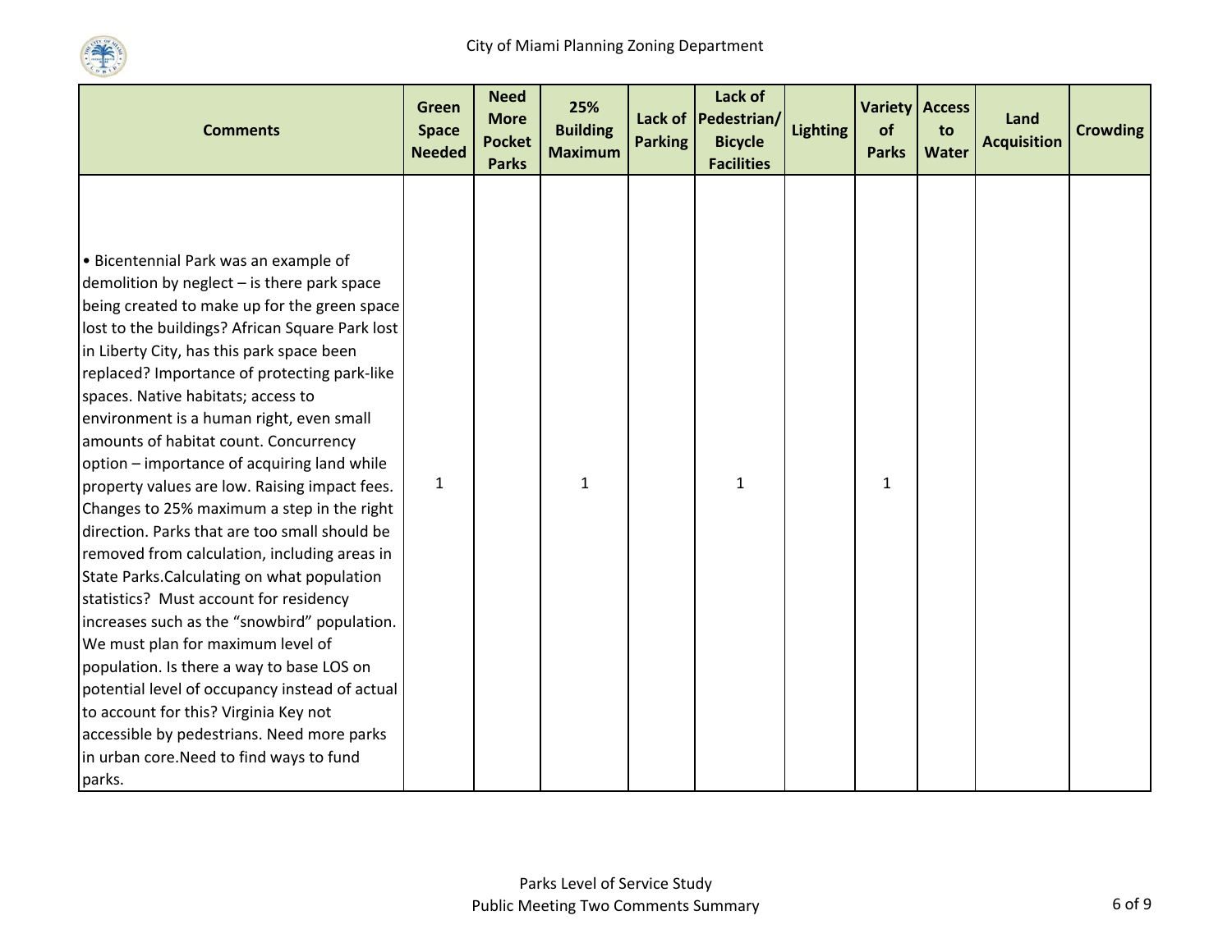| Comments | Green Space Needed | Need More Pocket Parks | 25% Building Maximum | Lack of Parking | Lack of Pedestrian/ Bicycle Facilities | Lighting | Variety of Parks | Access to Water | Land Acquisition | Crowding |
|---|---|---|---|---|---|---|---|---|---|---|
| • Bicentennial Park was an example of demolition by neglect – is there park space being created to make up for the green space lost to the buildings? African Square Park lost in Liberty City, has this park space been replaced? Importance of protecting park-like spaces. Native habitats; access to environment is a human right, even small amounts of habitat count. Concurrency option – importance of acquiring land while property values are low. Raising impact fees. Changes to 25% maximum a step in the right direction. Parks that are too small should be removed from calculation, including areas in State Parks.Calculating on what population statistics? Must account for residency increases such as the "snowbird" population. We must plan for maximum level of population. Is there a way to base LOS on potential level of occupancy instead of actual to account for this? Virginia Key not accessible by pedestrians. Need more parks in urban core.Need to find ways to fund parks. | 1 | | 1 | | 1 | | 1 | | | |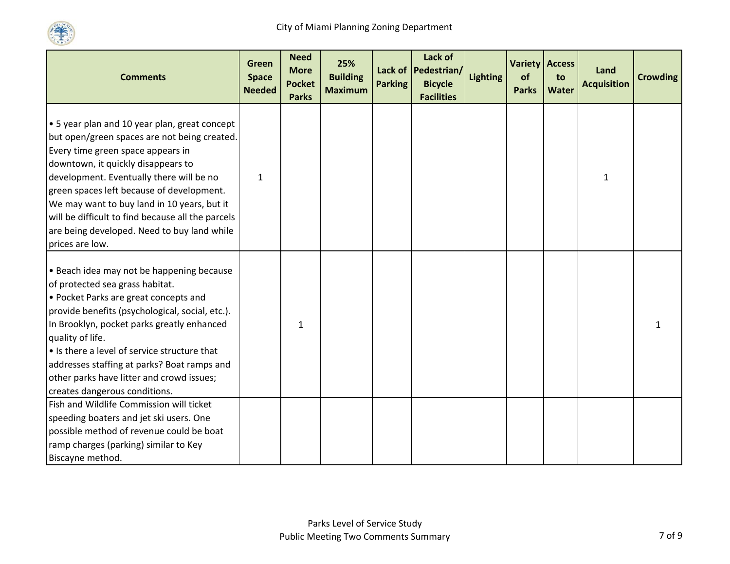| Comments | Green Space Needed | Need More Pocket Parks | 25% Building Maximum | Lack of Parking | Lack of Pedestrian/ Bicycle Facilities | Lighting | Variety of Parks | Access to Water | Land Acquisition | Crowding |
|---|---|---|---|---|---|---|---|---|---|---|
| • 5 year plan and 10 year plan, great concept but open/green spaces are not being created. Every time green space appears in downtown, it quickly disappears to development. Eventually there will be no green spaces left because of development. We may want to buy land in 10 years, but it will be difficult to find because all the parcels are being developed. Need to buy land while prices are low. | 1 | | | | | | | | 1 | |
| • Beach idea may not be happening because of protected sea grass habitat.<br>• Pocket Parks are great concepts and provide benefits (psychological, social, etc.). In Brooklyn, pocket parks greatly enhanced quality of life.<br>• Is there a level of service structure that addresses staffing at parks? Boat ramps and other parks have litter and crowd issues; creates dangerous conditions. | | 1 | | | | | | | | 1 |
| Fish and Wildlife Commission will ticket speeding boaters and jet ski users. One possible method of revenue could be boat ramp charges (parking) similar to Key Biscayne method. | | | | | | | | | | |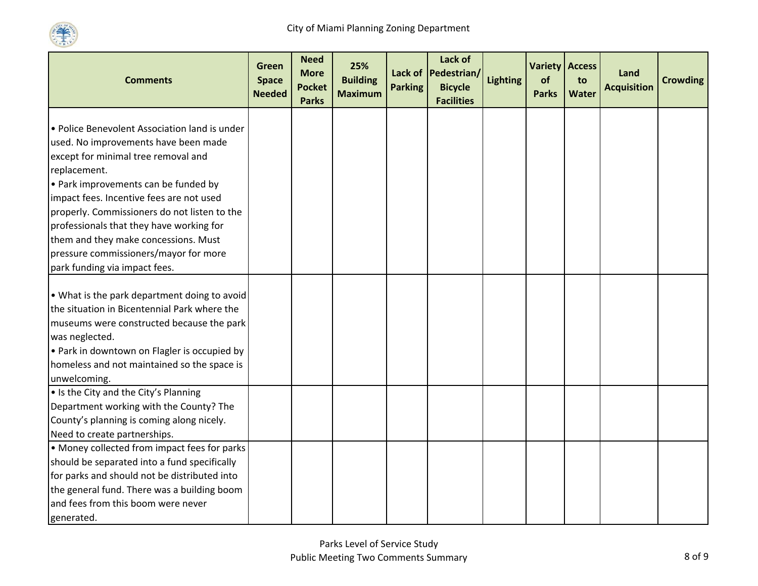| Comments | Green Space Needed | Need More Pocket Parks | 25% Building Maximum | Lack of Parking | Lack of Pedestrian/ Bicycle Facilities | Lighting | Variety of Parks | Access to Water | Land Acquisition | Crowding |
|---|---|---|---|---|---|---|---|---|---|---|
| • Police Benevolent Association land is under used. No improvements have been made except for minimal tree removal and replacement.<br>• Park improvements can be funded by impact fees. Incentive fees are not used properly. Commissioners do not listen to the professionals that they have working for them and they make concessions. Must pressure commissioners/mayor for more park funding via impact fees. | | | | | | | | | | |
| • What is the park department doing to avoid the situation in Bicentennial Park where the museums were constructed because the park was neglected.<br>• Park in downtown on Flagler is occupied by homeless and not maintained so the space is unwelcoming. | | | | | | | | | | |
| • Is the City and the City's Planning Department working with the County? The County's planning is coming along nicely. Need to create partnerships. | | | | | | | | | | |
| • Money collected from impact fees for parks should be separated into a fund specifically for parks and should not be distributed into the general fund. There was a building boom and fees from this boom were never generated. | | | | | | | | | | |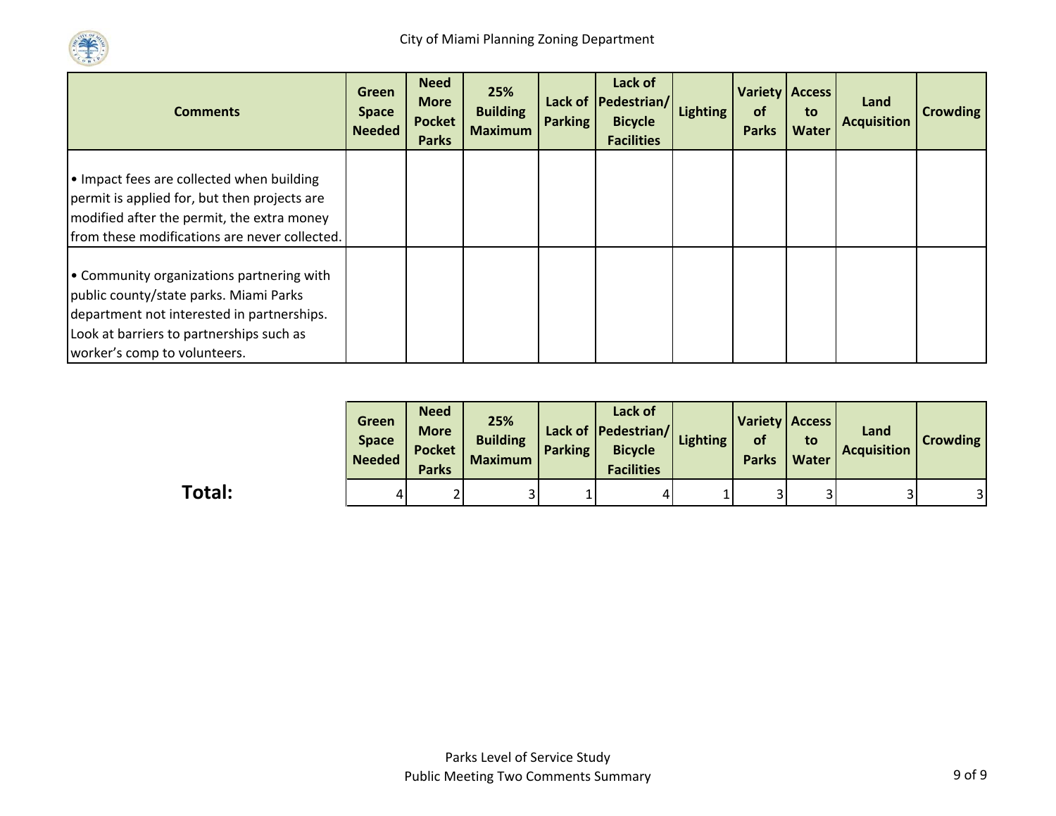| Comments | Green Space Needed | Need More Pocket Parks | 25% Building Maximum | Lack of Parking | Lack of Pedestrian/ Bicycle Facilities | Lighting | Variety of Parks | Access to Water | Land Acquisition | Crowding |
|---|---|---|---|---|---|---|---|---|---|---|
| • Impact fees are collected when building permit is applied for, but then projects are modified after the permit, the extra money from these modifications are never collected. | | | | | | | | | | |
| • Community organizations partnering with public county/state parks. Miami Parks department not interested in partnerships. Look at barriers to partnerships such as worker's comp to volunteers. | | | | | | | | | | |

| | Green Space Needed | Need More Pocket Parks | 25% Building Maximum | Lack of Parking | Lack of Pedestrian/ Bicycle Facilities | Lighting | Variety of Parks | Access to Water | Land Acquisition | Crowding |
|---|---|---|---|---|---|---|---|---|---|---|
| **Total:** | 4 | 2 | 3 | 1 | 4 | 1 | 3 | 3 | 3 | 3 |